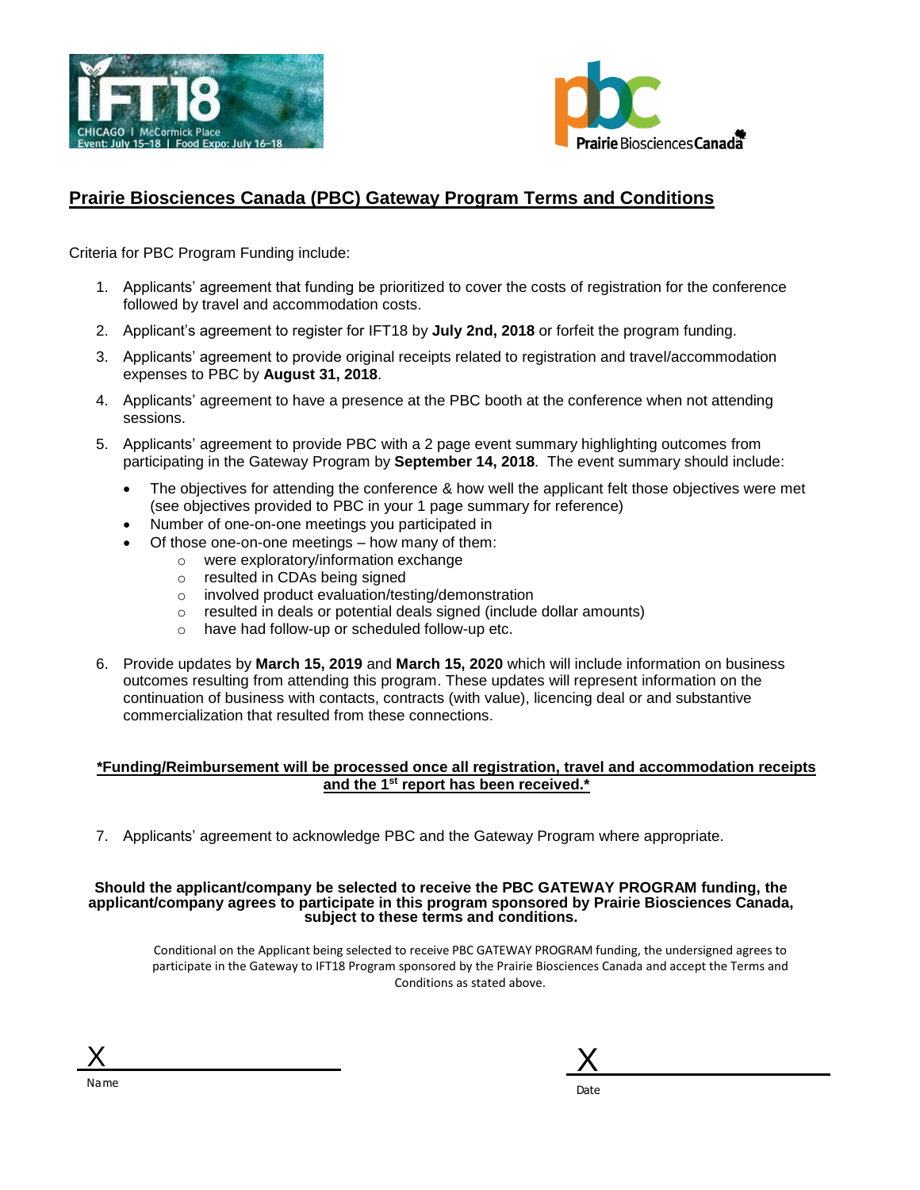# Prairie Biosciences Canada (PBC) Gateway Program Terms and Conditions

Criteria for PBC Program Funding include:

1. Applicants' agreement that funding be prioritized to cover the costs of registration for the conference followed by travel and accommodation costs.
2. Applicant's agreement to register for IFT18 by **July 2nd, 2018** or forfeit the program funding.
3. Applicants' agreement to provide original receipts related to registration and travel/accommodation expenses to PBC by **August 31, 2018**.
4. Applicants' agreement to have a presence at the PBC booth at the conference when not attending sessions.
5. Applicants' agreement to provide PBC with a 2 page event summary highlighting outcomes from participating in the Gateway Program by **September 14, 2018**. The event summary should include:
   - The objectives for attending the conference & how well the applicant felt those objectives were met (see objectives provided to PBC in your 1 page summary for reference)
   - Number of one-on-one meetings you participated in
   - Of those one-on-one meetings – how many of them:
     - were exploratory/information exchange
     - resulted in CDAs being signed
     - involved product evaluation/testing/demonstration
     - resulted in deals or potential deals signed (include dollar amounts)
     - have had follow-up or scheduled follow-up etc.
6. Provide updates by **March 15, 2019** and **March 15, 2020** which will include information on business outcomes resulting from attending this program. These updates will represent information on the continuation of business with contacts, contracts (with value), licencing deal or and substantive commercialization that resulted from these connections.

**\*Funding/Reimbursement will be processed once all registration, travel and accommodation receipts and the 1st report has been received.\***

7. Applicants' agreement to acknowledge PBC and the Gateway Program where appropriate.

**Should the applicant/company be selected to receive the PBC GATEWAY PROGRAM funding, the applicant/company agrees to participate in this program sponsored by Prairie Biosciences Canada, subject to these terms and conditions.**

Conditional on the Applicant being selected to receive PBC GATEWAY PROGRAM funding, the undersigned agrees to participate in the Gateway to IFT18 Program sponsored by the Prairie Biosciences Canada and accept the Terms and Conditions as stated above.

X ______________________________
Name

X ______________________________
Date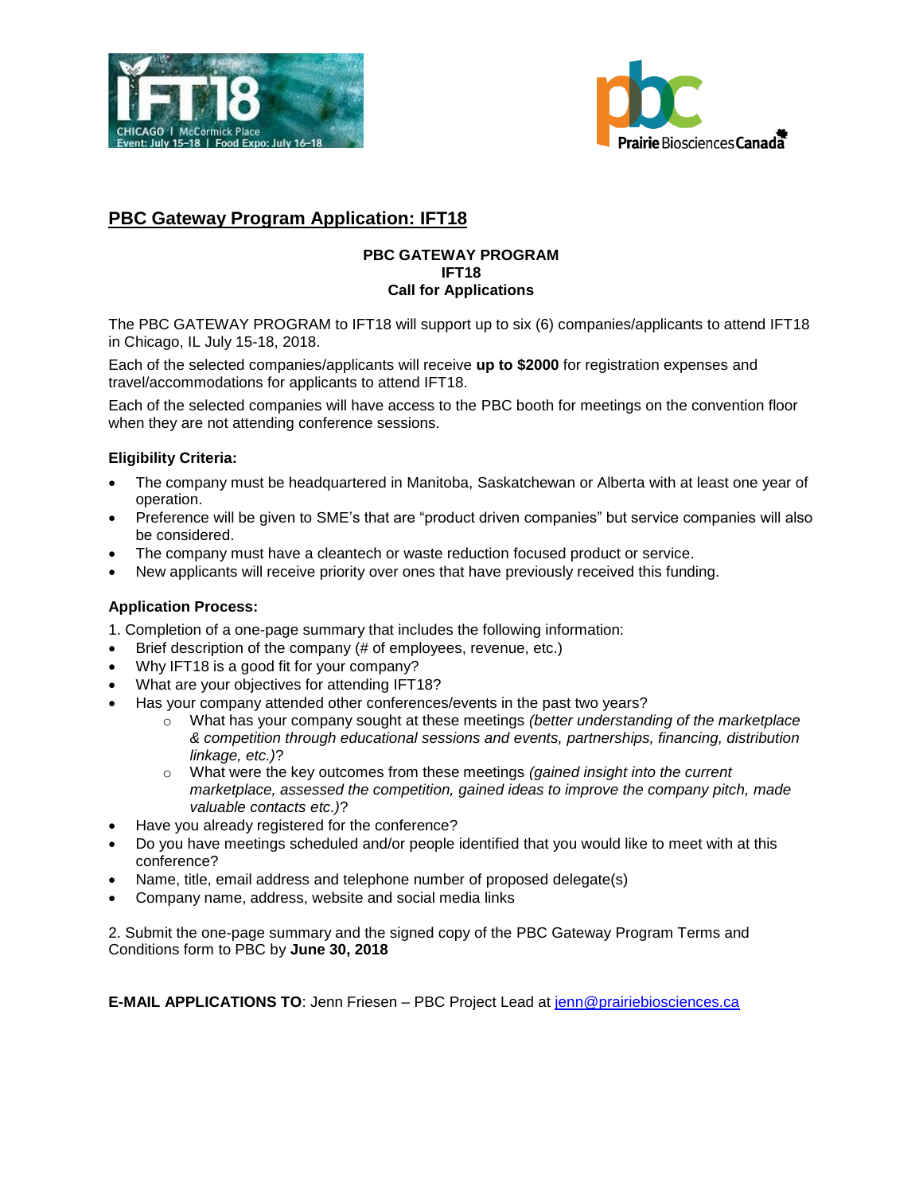## PBC Gateway Program Application: IFT18

**PBC GATEWAY PROGRAM**
**IFT18**
**Call for Applications**

The PBC GATEWAY PROGRAM to IFT18 will support up to six (6) companies/applicants to attend IFT18 in Chicago, IL July 15-18, 2018.

Each of the selected companies/applicants will receive **up to $2000** for registration expenses and travel/accommodations for applicants to attend IFT18.

Each of the selected companies will have access to the PBC booth for meetings on the convention floor when they are not attending conference sessions.

**Eligibility Criteria:**

- The company must be headquartered in Manitoba, Saskatchewan or Alberta with at least one year of operation.
- Preference will be given to SME's that are "product driven companies" but service companies will also be considered.
- The company must have a cleantech or waste reduction focused product or service.
- New applicants will receive priority over ones that have previously received this funding.

**Application Process:**

1. Completion of a one-page summary that includes the following information:

- Brief description of the company (# of employees, revenue, etc.)
- Why IFT18 is a good fit for your company?
- What are your objectives for attending IFT18?
- Has your company attended other conferences/events in the past two years?
  - What has your company sought at these meetings *(better understanding of the marketplace & competition through educational sessions and events, partnerships, financing, distribution linkage, etc.)*?
  - What were the key outcomes from these meetings *(gained insight into the current marketplace, assessed the competition, gained ideas to improve the company pitch, made valuable contacts etc.)*?
- Have you already registered for the conference?
- Do you have meetings scheduled and/or people identified that you would like to meet with at this conference?
- Name, title, email address and telephone number of proposed delegate(s)
- Company name, address, website and social media links

2. Submit the one-page summary and the signed copy of the PBC Gateway Program Terms and Conditions form to PBC by **June 30, 2018**

**E-MAIL APPLICATIONS TO**: Jenn Friesen – PBC Project Lead at jenn@prairiebiosciences.ca